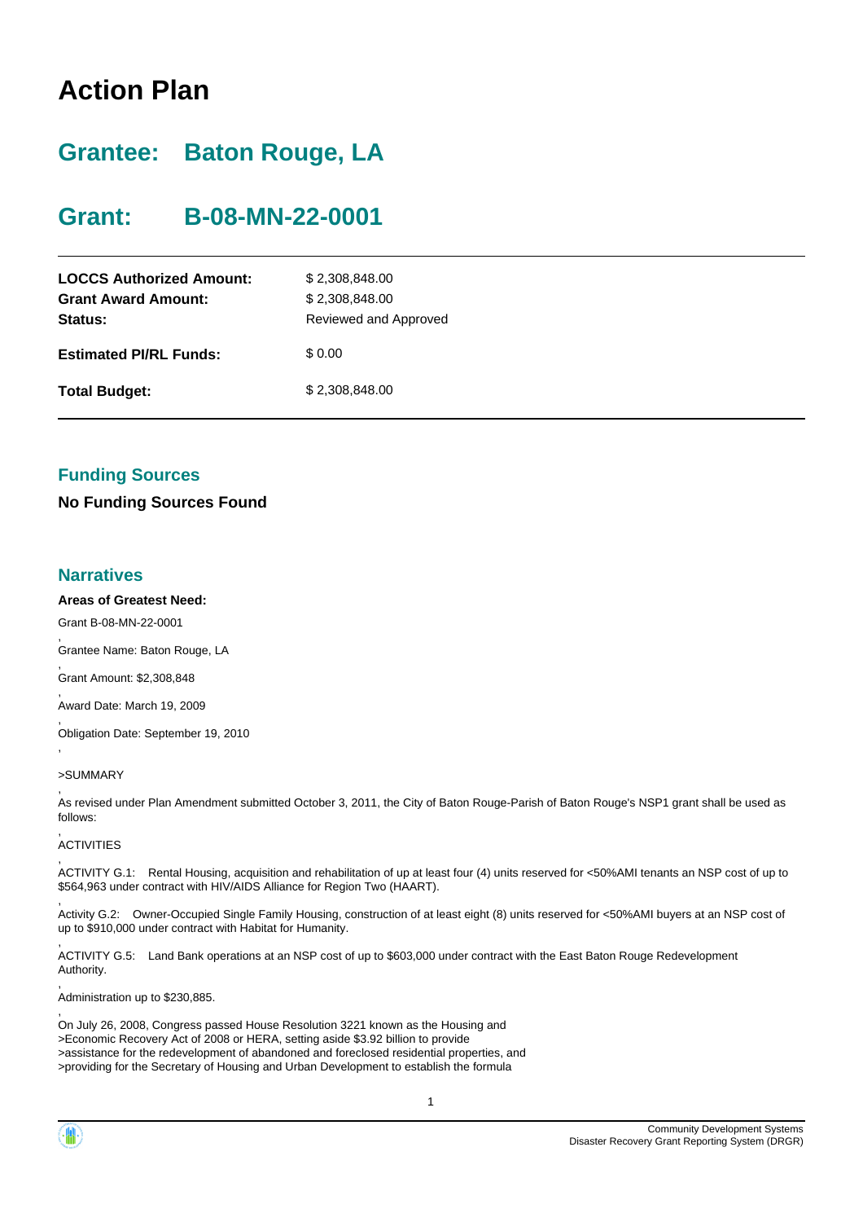# Action Plan

## Grantee: Baton Rouge, LA

## Grant: B-08-MN-22-0001

| | |
|---|---|
| **LOCCS Authorized Amount:** | $ 2,308,848.00 |
| **Grant Award Amount:** | $ 2,308,848.00 |
| **Status:** | Reviewed and Approved |
| **Estimated PI/RL Funds:** | $ 0.00 |
| **Total Budget:** | $ 2,308,848.00 |

### Funding Sources

**No Funding Sources Found**

### Narratives

**Areas of Greatest Need:**

Grant B-08-MN-22-0001

,
Grantee Name: Baton Rouge, LA

,
Grant Amount: $2,308,848

,
Award Date: March 19, 2009

,
Obligation Date: September 19, 2010

,

>SUMMARY

,
As revised under Plan Amendment submitted October 3, 2011, the City of Baton Rouge-Parish of Baton Rouge's NSP1 grant shall be used as follows:

,
ACTIVITIES

,
ACTIVITY G.1: Rental Housing, acquisition and rehabilitation of up at least four (4) units reserved for <50%AMI tenants an NSP cost of up to $564,963 under contract with HIV/AIDS Alliance for Region Two (HAART).

,
Activity G.2: Owner-Occupied Single Family Housing, construction of at least eight (8) units reserved for <50%AMI buyers at an NSP cost of up to $910,000 under contract with Habitat for Humanity.

,
ACTIVITY G.5: Land Bank operations at an NSP cost of up to $603,000 under contract with the East Baton Rouge Redevelopment Authority.

,
Administration up to $230,885.

,
On July 26, 2008, Congress passed House Resolution 3221 known as the Housing and
>Economic Recovery Act of 2008 or HERA, setting aside $3.92 billion to provide
>assistance for the redevelopment of abandoned and foreclosed residential properties, and
>providing for the Secretary of Housing and Urban Development to establish the formula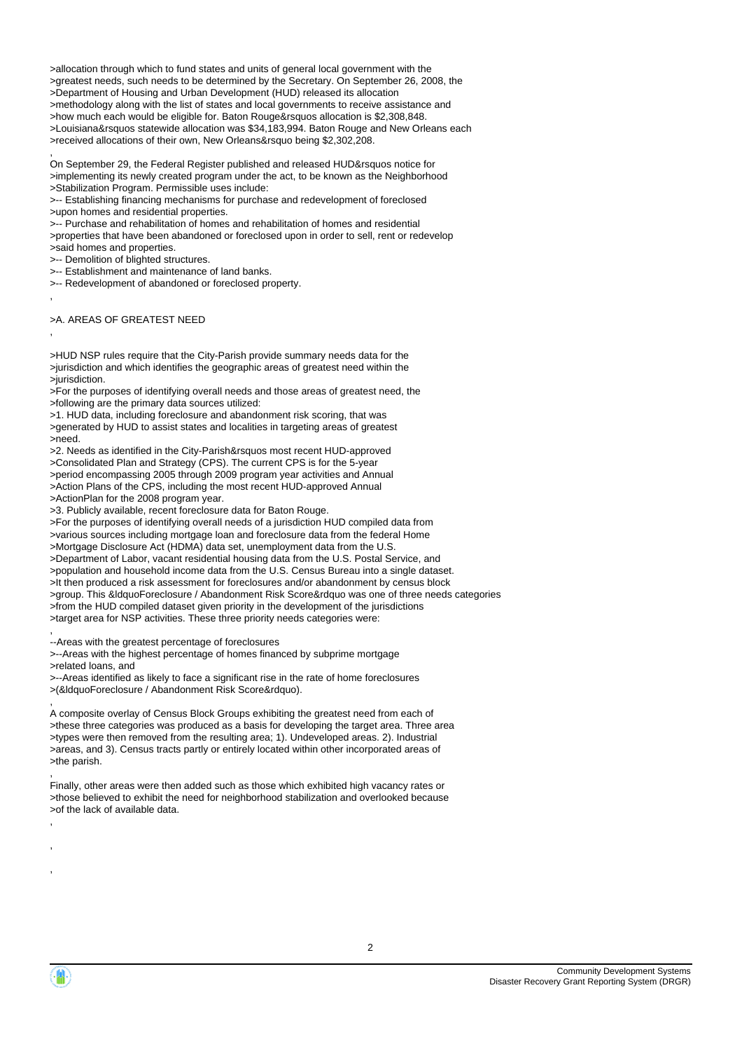>allocation through which to fund states and units of general local government with the
>greatest needs, such needs to be determined by the Secretary. On September 26, 2008, the
>Department of Housing and Urban Development (HUD) released its allocation
>methodology along with the list of states and local governments to receive assistance and
>how much each would be eligible for. Baton Rouge&rsquos allocation is $2,308,848.
>Louisiana&rsquos statewide allocation was $34,183,994. Baton Rouge and New Orleans each
>received allocations of their own, New Orleans&rsquo being $2,302,208.

,

On September 29, the Federal Register published and released HUD&rsquos notice for
>implementing its newly created program under the act, to be known as the Neighborhood
>Stabilization Program. Permissible uses include:
>-- Establishing financing mechanisms for purchase and redevelopment of foreclosed
>upon homes and residential properties.
>-- Purchase and rehabilitation of homes and rehabilitation of homes and residential
>properties that have been abandoned or foreclosed upon in order to sell, rent or redevelop
>said homes and properties.
>-- Demolition of blighted structures.
>-- Establishment and maintenance of land banks.
>-- Redevelopment of abandoned or foreclosed property.

,

>A. AREAS OF GREATEST NEED

,

>HUD NSP rules require that the City-Parish provide summary needs data for the
>jurisdiction and which identifies the geographic areas of greatest need within the
>jurisdiction.
>For the purposes of identifying overall needs and those areas of greatest need, the
>following are the primary data sources utilized:
>1. HUD data, including foreclosure and abandonment risk scoring, that was
>generated by HUD to assist states and localities in targeting areas of greatest
>need.
>2. Needs as identified in the City-Parish&rsquos most recent HUD-approved
>Consolidated Plan and Strategy (CPS). The current CPS is for the 5-year
>period encompassing 2005 through 2009 program year activities and Annual
>Action Plans of the CPS, including the most recent HUD-approved Annual
>ActionPlan for the 2008 program year.
>3. Publicly available, recent foreclosure data for Baton Rouge.
>For the purposes of identifying overall needs of a jurisdiction HUD compiled data from
>various sources including mortgage loan and foreclosure data from the federal Home
>Mortgage Disclosure Act (HDMA) data set, unemployment data from the U.S.
>Department of Labor, vacant residential housing data from the U.S. Postal Service, and
>population and household income data from the U.S. Census Bureau into a single dataset.
>It then produced a risk assessment for foreclosures and/or abandonment by census block
>group. This &ldquoForeclosure / Abandonment Risk Score&rdquo was one of three needs categories
>from the HUD compiled dataset given priority in the development of the jurisdictions
>target area for NSP activities. These three priority needs categories were:

,

--Areas with the greatest percentage of foreclosures
>--Areas with the highest percentage of homes financed by subprime mortgage
>related loans, and
>--Areas identified as likely to face a significant rise in the rate of home foreclosures
>(&ldquoForeclosure / Abandonment Risk Score&rdquo).

,

A composite overlay of Census Block Groups exhibiting the greatest need from each of
>these three categories was produced as a basis for developing the target area. Three area
>types were then removed from the resulting area; 1). Undeveloped areas. 2). Industrial
>areas, and 3). Census tracts partly or entirely located within other incorporated areas of
>the parish.

,

Finally, other areas were then added such as those which exhibited high vacancy rates or
>those believed to exhibit the need for neighborhood stabilization and overlooked because
>of the lack of available data.

,

,

,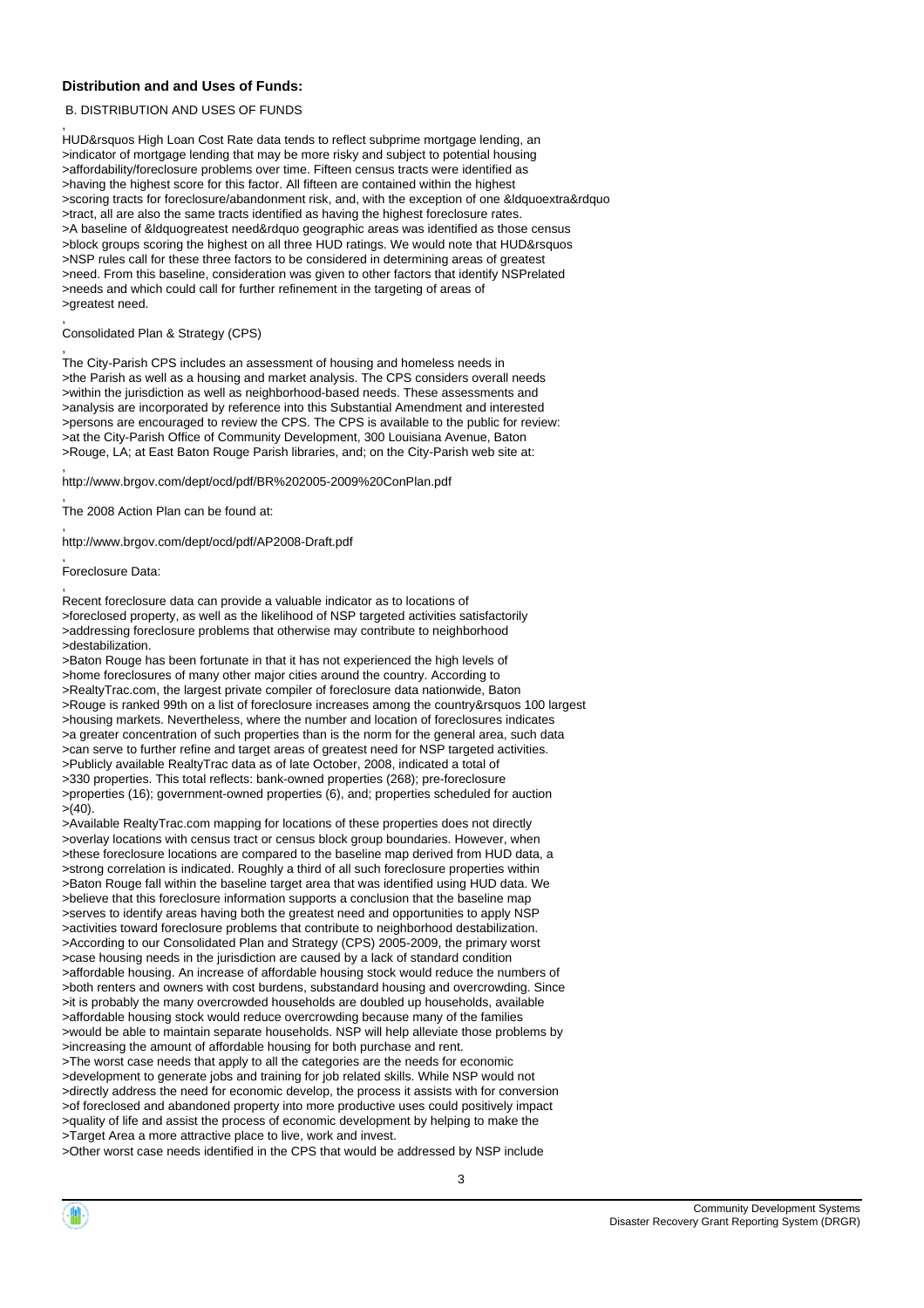### Distribution and and Uses of Funds:

B. DISTRIBUTION AND USES OF FUNDS

,
HUD&rsquos High Loan Cost Rate data tends to reflect subprime mortgage lending, an
>indicator of mortgage lending that may be more risky and subject to potential housing
>affordability/foreclosure problems over time. Fifteen census tracts were identified as
>having the highest score for this factor. All fifteen are contained within the highest
>scoring tracts for foreclosure/abandonment risk, and, with the exception of one &ldquoextra&rdquo
>tract, all are also the same tracts identified as having the highest foreclosure rates.
>A baseline of &ldquogreatest need&rdquo geographic areas was identified as those census
>block groups scoring the highest on all three HUD ratings. We would note that HUD&rsquos
>NSP rules call for these three factors to be considered in determining areas of greatest
>need. From this baseline, consideration was given to other factors that identify NSPrelated
>needs and which could call for further refinement in the targeting of areas of
>greatest need.

,
Consolidated Plan & Strategy (CPS)

,
The City-Parish CPS includes an assessment of housing and homeless needs in
>the Parish as well as a housing and market analysis. The CPS considers overall needs
>within the jurisdiction as well as neighborhood-based needs. These assessments and
>analysis are incorporated by reference into this Substantial Amendment and interested
>persons are encouraged to review the CPS. The CPS is available to the public for review:
>at the City-Parish Office of Community Development, 300 Louisiana Avenue, Baton
>Rouge, LA; at East Baton Rouge Parish libraries, and; on the City-Parish web site at:

,
http://www.brgov.com/dept/ocd/pdf/BR%202005-2009%20ConPlan.pdf

,
The 2008 Action Plan can be found at:

,
http://www.brgov.com/dept/ocd/pdf/AP2008-Draft.pdf

,
Foreclosure Data:

,
Recent foreclosure data can provide a valuable indicator as to locations of
>foreclosed property, as well as the likelihood of NSP targeted activities satisfactorily
>addressing foreclosure problems that otherwise may contribute to neighborhood
>destabilization.
>Baton Rouge has been fortunate in that it has not experienced the high levels of
>home foreclosures of many other major cities around the country. According to
>RealtyTrac.com, the largest private compiler of foreclosure data nationwide, Baton
>Rouge is ranked 99th on a list of foreclosure increases among the country&rsquos 100 largest
>housing markets. Nevertheless, where the number and location of foreclosures indicates
>a greater concentration of such properties than is the norm for the general area, such data
>can serve to further refine and target areas of greatest need for NSP targeted activities.
>Publicly available RealtyTrac data as of late October, 2008, indicated a total of
>330 properties. This total reflects: bank-owned properties (268); pre-foreclosure
>properties (16); government-owned properties (6), and; properties scheduled for auction
>(40).
>Available RealtyTrac.com mapping for locations of these properties does not directly
>overlay locations with census tract or census block group boundaries. However, when
>these foreclosure locations are compared to the baseline map derived from HUD data, a
>strong correlation is indicated. Roughly a third of all such foreclosure properties within
>Baton Rouge fall within the baseline target area that was identified using HUD data. We
>believe that this foreclosure information supports a conclusion that the baseline map
>serves to identify areas having both the greatest need and opportunities to apply NSP
>activities toward foreclosure problems that contribute to neighborhood destabilization.
>According to our Consolidated Plan and Strategy (CPS) 2005-2009, the primary worst
>case housing needs in the jurisdiction are caused by a lack of standard condition
>affordable housing. An increase of affordable housing stock would reduce the numbers of
>both renters and owners with cost burdens, substandard housing and overcrowding. Since
>it is probably the many overcrowded households are doubled up households, available
>affordable housing stock would reduce overcrowding because many of the families
>would be able to maintain separate households. NSP will help alleviate those problems by
>increasing the amount of affordable housing for both purchase and rent.
>The worst case needs that apply to all the categories are the needs for economic
>development to generate jobs and training for job related skills. While NSP would not
>directly address the need for economic develop, the process it assists with for conversion
>of foreclosed and abandoned property into more productive uses could positively impact
>quality of life and assist the process of economic development by helping to make the
>Target Area a more attractive place to live, work and invest.
>Other worst case needs identified in the CPS that would be addressed by NSP include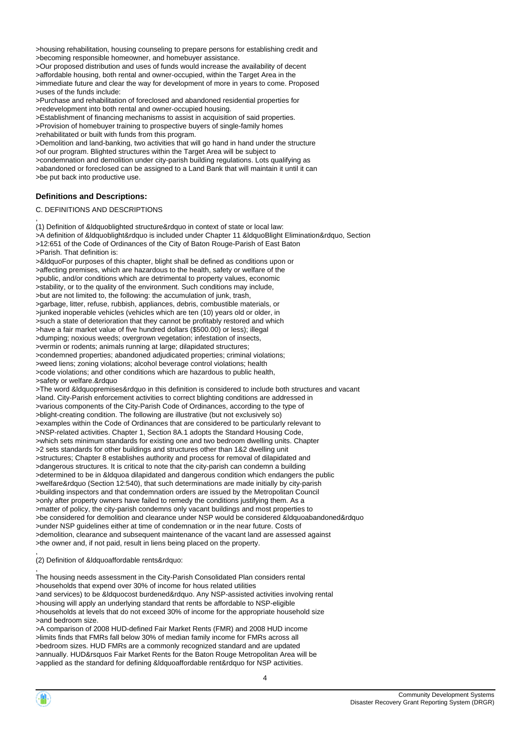>housing rehabilitation, housing counseling to prepare persons for establishing credit and
>becoming responsible homeowner, and homebuyer assistance.
>Our proposed distribution and uses of funds would increase the availability of decent
>affordable housing, both rental and owner-occupied, within the Target Area in the
>immediate future and clear the way for development of more in years to come. Proposed
>uses of the funds include:
>Purchase and rehabilitation of foreclosed and abandoned residential properties for
>redevelopment into both rental and owner-occupied housing.
>Establishment of financing mechanisms to assist in acquisition of said properties.
>Provision of homebuyer training to prospective buyers of single-family homes
>rehabilitated or built with funds from this program.
>Demolition and land-banking, two activities that will go hand in hand under the structure
>of our program. Blighted structures within the Target Area will be subject to
>condemnation and demolition under city-parish building regulations. Lots qualifying as
>abandoned or foreclosed can be assigned to a Land Bank that will maintain it until it can
>be put back into productive use.

### Definitions and Descriptions:

C. DEFINITIONS AND DESCRIPTIONS

,
(1) Definition of &ldquoblighted structure&rdquo in context of state or local law:
>A definition of &ldquoblight&rdquo is included under Chapter 11 &ldquoBlight Elimination&rdquo, Section
>12:651 of the Code of Ordinances of the City of Baton Rouge-Parish of East Baton
>Parish. That definition is:
>&ldquoFor purposes of this chapter, blight shall be defined as conditions upon or
>affecting premises, which are hazardous to the health, safety or welfare of the
>public, and/or conditions which are detrimental to property values, economic
>stability, or to the quality of the environment. Such conditions may include,
>but are not limited to, the following: the accumulation of junk, trash,
>garbage, litter, refuse, rubbish, appliances, debris, combustible materials, or
>junked inoperable vehicles (vehicles which are ten (10) years old or older, in
>such a state of deterioration that they cannot be profitably restored and which
>have a fair market value of five hundred dollars ($500.00) or less); illegal
>dumping; noxious weeds; overgrown vegetation; infestation of insects,
>vermin or rodents; animals running at large; dilapidated structures;
>condemned properties; abandoned adjudicated properties; criminal violations;
>weed liens; zoning violations; alcohol beverage control violations; health
>code violations; and other conditions which are hazardous to public health,
>safety or welfare.&rdquo
>The word &ldquopremises&rdquo in this definition is considered to include both structures and vacant
>land. City-Parish enforcement activities to correct blighting conditions are addressed in
>various components of the City-Parish Code of Ordinances, according to the type of
>blight-creating condition. The following are illustrative (but not exclusively so)
>examples within the Code of Ordinances that are considered to be particularly relevant to
>NSP-related activities. Chapter 1, Section 8A.1 adopts the Standard Housing Code,
>which sets minimum standards for existing one and two bedroom dwelling units. Chapter
>2 sets standards for other buildings and structures other than 1&2 dwelling unit
>structures; Chapter 8 establishes authority and process for removal of dilapidated and
>dangerous structures. It is critical to note that the city-parish can condemn a building
>determined to be in &ldquoa dilapidated and dangerous condition which endangers the public
>welfare&rdquo (Section 12:540), that such determinations are made initially by city-parish
>building inspectors and that condemnation orders are issued by the Metropolitan Council
>only after property owners have failed to remedy the conditions justifying them. As a
>matter of policy, the city-parish condemns only vacant buildings and most properties to
>be considered for demolition and clearance under NSP would be considered &ldquoabandoned&rdquo
>under NSP guidelines either at time of condemnation or in the near future. Costs of
>demolition, clearance and subsequent maintenance of the vacant land are assessed against
>the owner and, if not paid, result in liens being placed on the property.

,
(2) Definition of &ldquoaffordable rents&rdquo:

,
The housing needs assessment in the City-Parish Consolidated Plan considers rental
>households that expend over 30% of income for hous related utilities
>and services) to be &ldquocost burdened&rdquo. Any NSP-assisted activities involving rental
>housing will apply an underlying standard that rents be affordable to NSP-eligible
>households at levels that do not exceed 30% of income for the appropriate household size
>and bedroom size.
>A comparison of 2008 HUD-defined Fair Market Rents (FMR) and 2008 HUD income
>limits finds that FMRs fall below 30% of median family income for FMRs across all
>bedroom sizes. HUD FMRs are a commonly recognized standard and are updated
>annually. HUD&rsquos Fair Market Rents for the Baton Rouge Metropolitan Area will be
>applied as the standard for defining &ldquoaffordable rent&rdquo for NSP activities.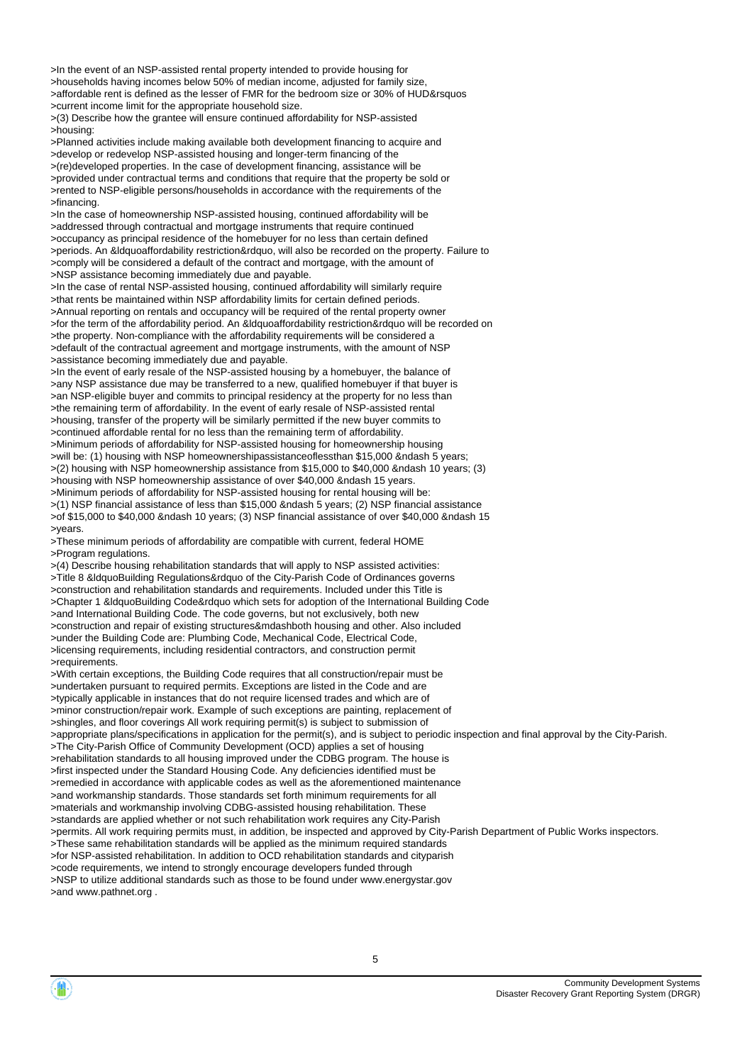>In the event of an NSP-assisted rental property intended to provide housing for
>households having incomes below 50% of median income, adjusted for family size,
>affordable rent is defined as the lesser of FMR for the bedroom size or 30% of HUD&rsquos
>current income limit for the appropriate household size.
>(3) Describe how the grantee will ensure continued affordability for NSP-assisted
>housing:
>Planned activities include making available both development financing to acquire and
>develop or redevelop NSP-assisted housing and longer-term financing of the
>(re)developed properties. In the case of development financing, assistance will be
>provided under contractual terms and conditions that require that the property be sold or
>rented to NSP-eligible persons/households in accordance with the requirements of the
>financing.
>In the case of homeownership NSP-assisted housing, continued affordability will be
>addressed through contractual and mortgage instruments that require continued
>occupancy as principal residence of the homebuyer for no less than certain defined
>periods. An &ldquoaffordability restriction&rdquo, will also be recorded on the property. Failure to
>comply will be considered a default of the contract and mortgage, with the amount of
>NSP assistance becoming immediately due and payable.
>In the case of rental NSP-assisted housing, continued affordability will similarly require
>that rents be maintained within NSP affordability limits for certain defined periods.
>Annual reporting on rentals and occupancy will be required of the rental property owner
>for the term of the affordability period. An &ldquoaffordability restriction&rdquo will be recorded on
>the property. Non-compliance with the affordability requirements will be considered a
>default of the contractual agreement and mortgage instruments, with the amount of NSP
>assistance becoming immediately due and payable.
>In the event of early resale of the NSP-assisted housing by a homebuyer, the balance of
>any NSP assistance due may be transferred to a new, qualified homebuyer if that buyer is
>an NSP-eligible buyer and commits to principal residency at the property for no less than
>the remaining term of affordability. In the event of early resale of NSP-assisted rental
>housing, transfer of the property will be similarly permitted if the new buyer commits to
>continued affordable rental for no less than the remaining term of affordability.
>Minimum periods of affordability for NSP-assisted housing for homeownership housing
>will be: (1) housing with NSP homeownershipassistanceoflessthan $15,000 &ndash 5 years;
>(2) housing with NSP homeownership assistance from $15,000 to $40,000 &ndash 10 years; (3)
>housing with NSP homeownership assistance of over $40,000 &ndash 15 years.
>Minimum periods of affordability for NSP-assisted housing for rental housing will be:
>(1) NSP financial assistance of less than $15,000 &ndash 5 years; (2) NSP financial assistance
>of $15,000 to $40,000 &ndash 10 years; (3) NSP financial assistance of over $40,000 &ndash 15
>years.
>These minimum periods of affordability are compatible with current, federal HOME
>Program regulations.
>(4) Describe housing rehabilitation standards that will apply to NSP assisted activities:
>Title 8 &ldquoBuilding Regulations&rdquo of the City-Parish Code of Ordinances governs
>construction and rehabilitation standards and requirements. Included under this Title is
>Chapter 1 &ldquoBuilding Code&rdquo which sets for adoption of the International Building Code
>and International Building Code. The code governs, but not exclusively, both new
>construction and repair of existing structures&mdashboth housing and other. Also included
>under the Building Code are: Plumbing Code, Mechanical Code, Electrical Code,
>licensing requirements, including residential contractors, and construction permit
>requirements.
>With certain exceptions, the Building Code requires that all construction/repair must be
>undertaken pursuant to required permits. Exceptions are listed in the Code and are
>typically applicable in instances that do not require licensed trades and which are of
>minor construction/repair work. Example of such exceptions are painting, replacement of
>shingles, and floor coverings All work requiring permit(s) is subject to submission of
>appropriate plans/specifications in application for the permit(s), and is subject to periodic inspection and final approval by the City-Parish.
>The City-Parish Office of Community Development (OCD) applies a set of housing
>rehabilitation standards to all housing improved under the CDBG program. The house is
>first inspected under the Standard Housing Code. Any deficiencies identified must be
>remedied in accordance with applicable codes as well as the aforementioned maintenance
>and workmanship standards. Those standards set forth minimum requirements for all
>materials and workmanship involving CDBG-assisted housing rehabilitation. These
>standards are applied whether or not such rehabilitation work requires any City-Parish
>permits. All work requiring permits must, in addition, be inspected and approved by City-Parish Department of Public Works inspectors.
>These same rehabilitation standards will be applied as the minimum required standards
>for NSP-assisted rehabilitation. In addition to OCD rehabilitation standards and cityparish
>code requirements, we intend to strongly encourage developers funded through
>NSP to utilize additional standards such as those to be found under www.energystar.gov
>and www.pathnet.org .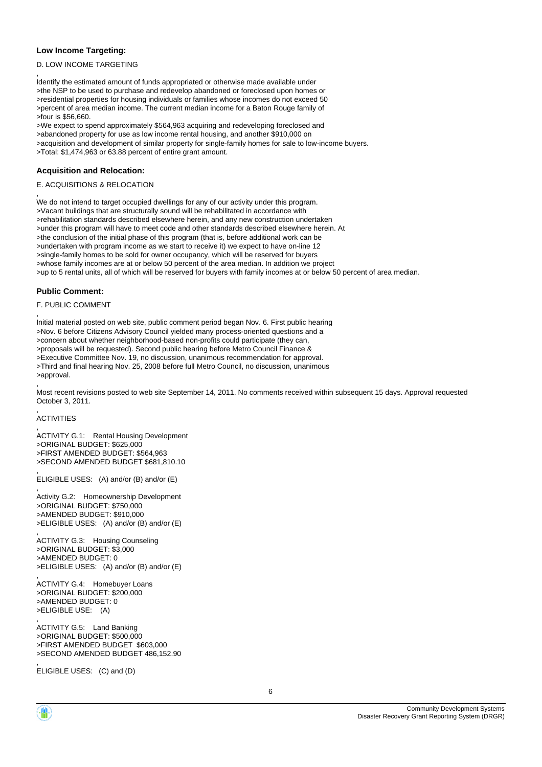### Low Income Targeting:

D. LOW INCOME TARGETING

,
Identify the estimated amount of funds appropriated or otherwise made available under
>the NSP to be used to purchase and redevelop abandoned or foreclosed upon homes or
>residential properties for housing individuals or families whose incomes do not exceed 50
>percent of area median income. The current median income for a Baton Rouge family of
>four is $56,660.
>We expect to spend approximately $564,963 acquiring and redeveloping foreclosed and
>abandoned property for use as low income rental housing, and another $910,000 on
>acquisition and development of similar property for single-family homes for sale to low-income buyers.
>Total: $1,474,963 or 63.88 percent of entire grant amount.

### Acquisition and Relocation:

E. ACQUISITIONS & RELOCATION

,
We do not intend to target occupied dwellings for any of our activity under this program.
>Vacant buildings that are structurally sound will be rehabilitated in accordance with
>rehabilitation standards described elsewhere herein, and any new construction undertaken
>under this program will have to meet code and other standards described elsewhere herein. At
>the conclusion of the initial phase of this program (that is, before additional work can be
>undertaken with program income as we start to receive it) we expect to have on-line 12
>single-family homes to be sold for owner occupancy, which will be reserved for buyers
>whose family incomes are at or below 50 percent of the area median. In addition we project
>up to 5 rental units, all of which will be reserved for buyers with family incomes at or below 50 percent of area median.

### Public Comment:

F. PUBLIC COMMENT

,
Initial material posted on web site, public comment period began Nov. 6. First public hearing
>Nov. 6 before Citizens Advisory Council yielded many process-oriented questions and a
>concern about whether neighborhood-based non-profits could participate (they can,
>proposals will be requested). Second public hearing before Metro Council Finance &
>Executive Committee Nov. 19, no discussion, unanimous recommendation for approval.
>Third and final hearing Nov. 25, 2008 before full Metro Council, no discussion, unanimous
>approval.

,
Most recent revisions posted to web site September 14, 2011. No comments received within subsequent 15 days. Approval requested October 3, 2011.

,
ACTIVITIES

,
ACTIVITY G.1: Rental Housing Development
>ORIGINAL BUDGET: $625,000
>FIRST AMENDED BUDGET: $564,963
>SECOND AMENDED BUDGET $681,810.10

,
ELIGIBLE USES: (A) and/or (B) and/or (E)

,
Activity G.2: Homeownership Development
>ORIGINAL BUDGET: $750,000
>AMENDED BUDGET: $910,000
>ELIGIBLE USES: (A) and/or (B) and/or (E)

,
ACTIVITY G.3: Housing Counseling
>ORIGINAL BUDGET: $3,000
>AMENDED BUDGET: 0
>ELIGIBLE USES: (A) and/or (B) and/or (E)

,
ACTIVITY G.4: Homebuyer Loans
>ORIGINAL BUDGET: $200,000
>AMENDED BUDGET: 0
>ELIGIBLE USE: (A)

,
ACTIVITY G.5: Land Banking
>ORIGINAL BUDGET: $500,000
>FIRST AMENDED BUDGET $603,000
>SECOND AMENDED BUDGET 486,152.90

,
ELIGIBLE USES: (C) and (D)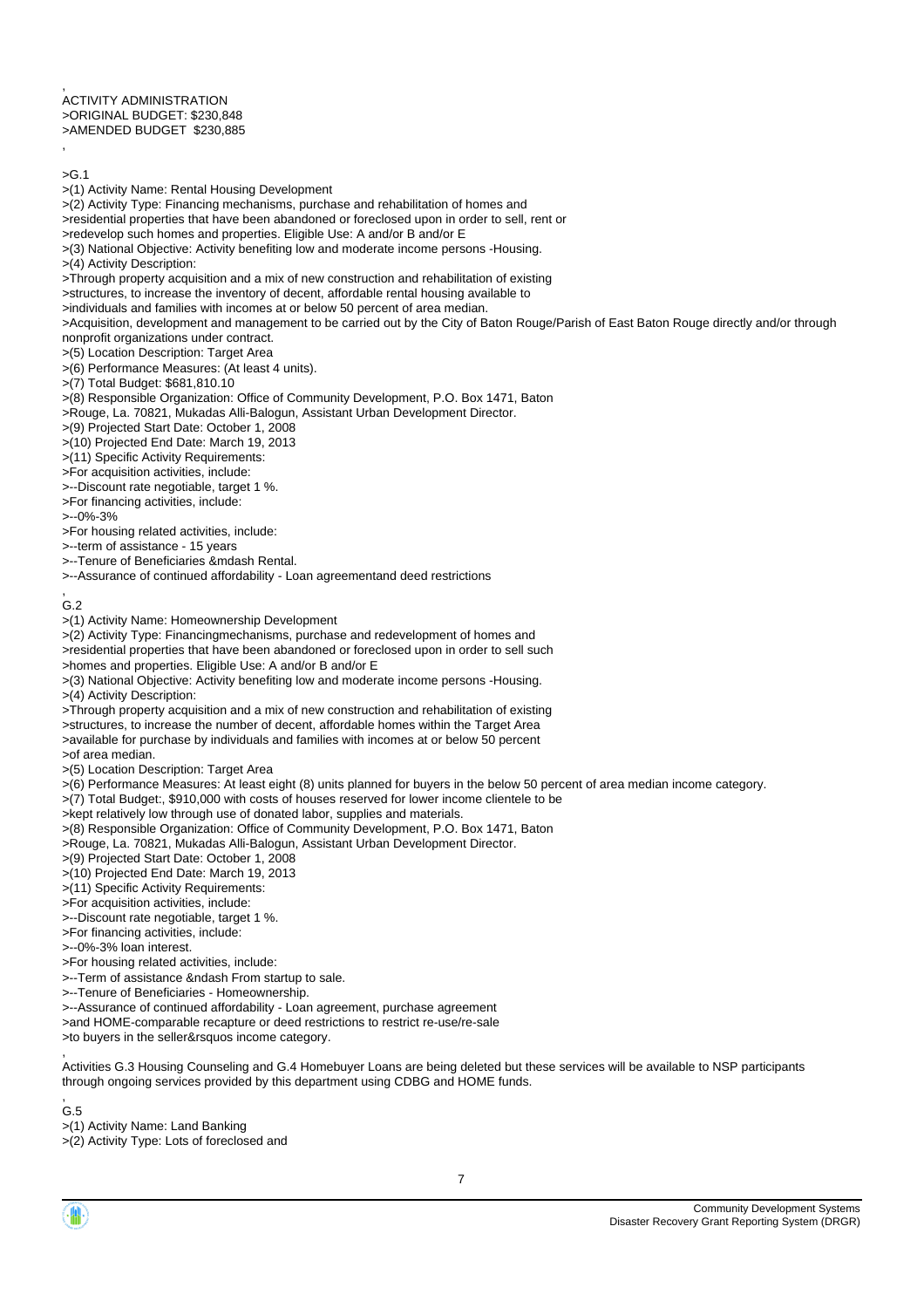,
ACTIVITY ADMINISTRATION
>ORIGINAL BUDGET: $230,848
>AMENDED BUDGET $230,885

,

>G.1
>(1) Activity Name: Rental Housing Development
>(2) Activity Type: Financing mechanisms, purchase and rehabilitation of homes and
>residential properties that have been abandoned or foreclosed upon in order to sell, rent or
>redevelop such homes and properties. Eligible Use: A and/or B and/or E
>(3) National Objective: Activity benefiting low and moderate income persons -Housing.
>(4) Activity Description:
>Through property acquisition and a mix of new construction and rehabilitation of existing
>structures, to increase the inventory of decent, affordable rental housing available to
>individuals and families with incomes at or below 50 percent of area median.
>Acquisition, development and management to be carried out by the City of Baton Rouge/Parish of East Baton Rouge directly and/or through nonprofit organizations under contract.
>(5) Location Description: Target Area
>(6) Performance Measures: (At least 4 units).
>(7) Total Budget: $681,810.10
>(8) Responsible Organization: Office of Community Development, P.O. Box 1471, Baton
>Rouge, La. 70821, Mukadas Alli-Balogun, Assistant Urban Development Director.
>(9) Projected Start Date: October 1, 2008
>(10) Projected End Date: March 19, 2013
>(11) Specific Activity Requirements:
>For acquisition activities, include:
>--Discount rate negotiable, target 1 %.
>For financing activities, include:
>--0%-3%
>For housing related activities, include:
>--term of assistance - 15 years
>--Tenure of Beneficiaries &mdash Rental.
>--Assurance of continued affordability - Loan agreementand deed restrictions

,
G.2
>(1) Activity Name: Homeownership Development
>(2) Activity Type: Financingmechanisms, purchase and redevelopment of homes and
>residential properties that have been abandoned or foreclosed upon in order to sell such
>homes and properties. Eligible Use: A and/or B and/or E
>(3) National Objective: Activity benefiting low and moderate income persons -Housing.
>(4) Activity Description:
>Through property acquisition and a mix of new construction and rehabilitation of existing
>structures, to increase the number of decent, affordable homes within the Target Area
>available for purchase by individuals and families with incomes at or below 50 percent
>of area median.
>(5) Location Description: Target Area
>(6) Performance Measures: At least eight (8) units planned for buyers in the below 50 percent of area median income category.
>(7) Total Budget:, $910,000 with costs of houses reserved for lower income clientele to be
>kept relatively low through use of donated labor, supplies and materials.
>(8) Responsible Organization: Office of Community Development, P.O. Box 1471, Baton
>Rouge, La. 70821, Mukadas Alli-Balogun, Assistant Urban Development Director.
>(9) Projected Start Date: October 1, 2008
>(10) Projected End Date: March 19, 2013
>(11) Specific Activity Requirements:
>For acquisition activities, include:
>--Discount rate negotiable, target 1 %.
>For financing activities, include:
>--0%-3% loan interest.
>For housing related activities, include:
>--Term of assistance &ndash From startup to sale.
>--Tenure of Beneficiaries - Homeownership.
>--Assurance of continued affordability - Loan agreement, purchase agreement
>and HOME-comparable recapture or deed restrictions to restrict re-use/re-sale
>to buyers in the seller&rsquos income category.

,
Activities G.3 Housing Counseling and G.4 Homebuyer Loans are being deleted but these services will be available to NSP participants through ongoing services provided by this department using CDBG and HOME funds.

,
G.5
>(1) Activity Name: Land Banking
>(2) Activity Type: Lots of foreclosed and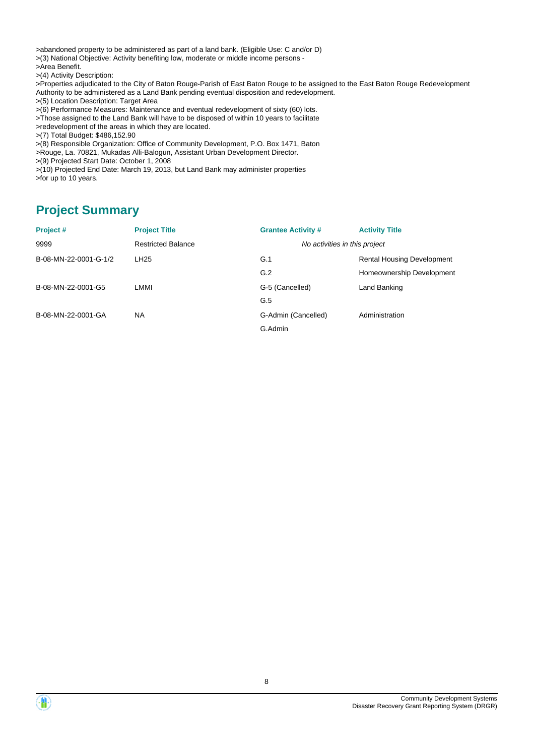>abandoned property to be administered as part of a land bank. (Eligible Use: C and/or D)
>(3) National Objective: Activity benefiting low, moderate or middle income persons -
>Area Benefit.
>(4) Activity Description:
>Properties adjudicated to the City of Baton Rouge-Parish of East Baton Rouge to be assigned to the East Baton Rouge Redevelopment Authority to be administered as a Land Bank pending eventual disposition and redevelopment.
>(5) Location Description: Target Area
>(6) Performance Measures: Maintenance and eventual redevelopment of sixty (60) lots.
>Those assigned to the Land Bank will have to be disposed of within 10 years to facilitate
>redevelopment of the areas in which they are located.
>(7) Total Budget: $486,152.90
>(8) Responsible Organization: Office of Community Development, P.O. Box 1471, Baton
>Rouge, La. 70821, Mukadas Alli-Balogun, Assistant Urban Development Director.
>(9) Projected Start Date: October 1, 2008
>(10) Projected End Date: March 19, 2013, but Land Bank may administer properties
>for up to 10 years.

## Project Summary

| Project # | Project Title | Grantee Activity # | Activity Title |
| --- | --- | --- | --- |
| 9999 | Restricted Balance | *No activities in this project* | |
| B-08-MN-22-0001-G-1/2 | LH25 | G.1 | Rental Housing Development |
| | | G.2 | Homeownership Development |
| B-08-MN-22-0001-G5 | LMMI | G-5 (Cancelled) | Land Banking |
| | | G.5 | |
| B-08-MN-22-0001-GA | NA | G-Admin (Cancelled) | Administration |
| | | G.Admin | |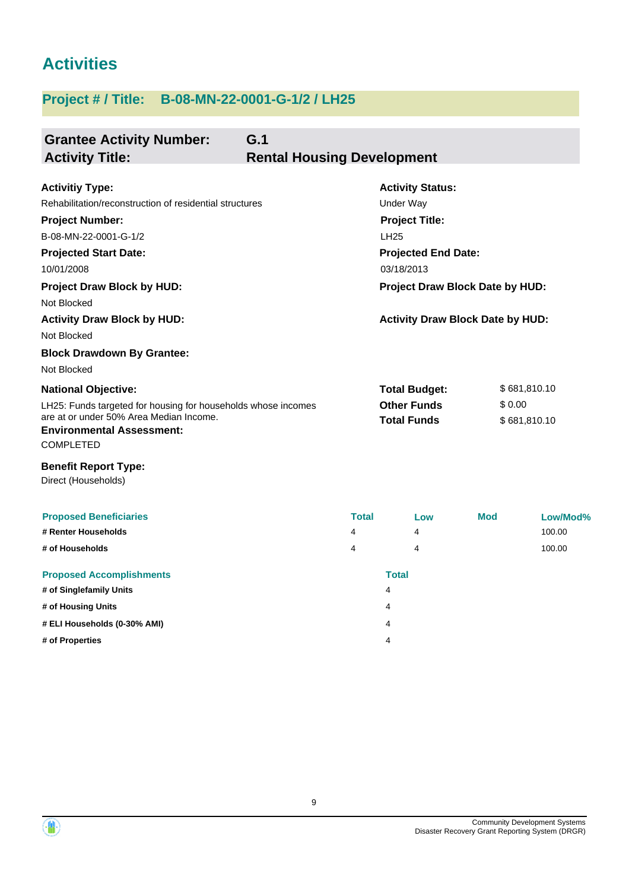# Activities

## Project # / Title: B-08-MN-22-0001-G-1/2 / LH25

**Grantee Activity Number:** G.1
**Activity Title:** Rental Housing Development

**Activitiy Type:**
Rehabilitation/reconstruction of residential structures

**Activity Status:**
Under Way

**Project Number:**
B-08-MN-22-0001-G-1/2

**Project Title:**
LH25

**Projected Start Date:**
10/01/2008

**Projected End Date:**
03/18/2013

**Project Draw Block by HUD:**
Not Blocked

**Project Draw Block Date by HUD:**

**Activity Draw Block by HUD:**
Not Blocked

**Activity Draw Block Date by HUD:**

**Block Drawdown By Grantee:**
Not Blocked

**National Objective:**
LH25: Funds targeted for housing for households whose incomes are at or under 50% Area Median Income.

| | |
|---|---|
| **Total Budget:** | $ 681,810.10 |
| **Other Funds** | $ 0.00 |
| **Total Funds** | $ 681,810.10 |

**Environmental Assessment:**
COMPLETED

**Benefit Report Type:**
Direct (Households)

| Proposed Beneficiaries | Total | Low | Mod | Low/Mod% |
|---|---|---|---|---|
| # Renter Households | 4 | 4 | | 100.00 |
| # of Households | 4 | 4 | | 100.00 |

| Proposed Accomplishments | Total |
|---|---|
| # of Singlefamily Units | 4 |
| # of Housing Units | 4 |
| # ELI Households (0-30% AMI) | 4 |
| # of Properties | 4 |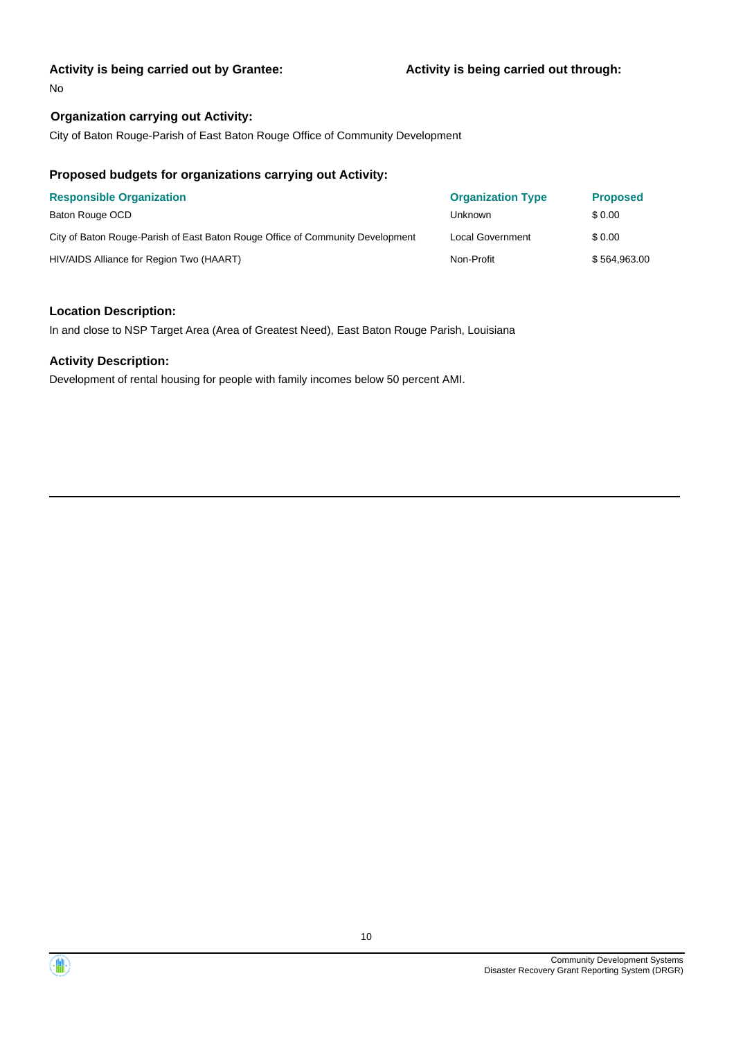**Activity is being carried out by Grantee:**

No

**Activity is being carried out through:**

**Organization carrying out Activity:**

City of Baton Rouge-Parish of East Baton Rouge Office of Community Development

### Proposed budgets for organizations carrying out Activity:

| Responsible Organization | Organization Type | Proposed |
| --- | --- | --- |
| Baton Rouge OCD | Unknown | $ 0.00 |
| City of Baton Rouge-Parish of East Baton Rouge Office of Community Development | Local Government | $ 0.00 |
| HIV/AIDS Alliance for Region Two (HAART) | Non-Profit | $ 564,963.00 |

### Location Description:

In and close to NSP Target Area (Area of Greatest Need), East Baton Rouge Parish, Louisiana

### Activity Description:

Development of rental housing for people with family incomes below 50 percent AMI.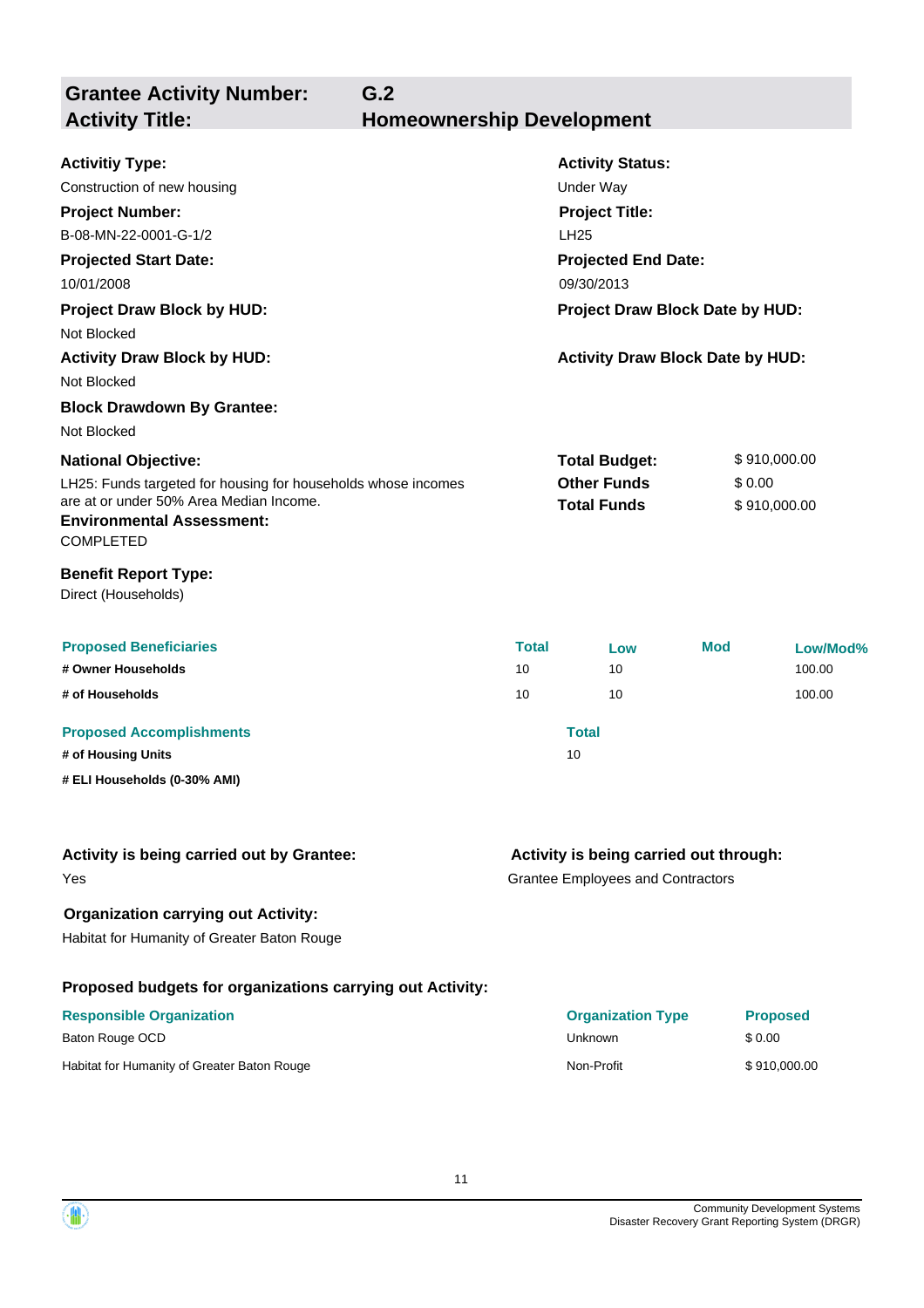## Grantee Activity Number: G.2
## Activity Title: Homeownership Development

**Activitiy Type:**
Construction of new housing

**Activity Status:**
Under Way

**Project Number:**
B-08-MN-22-0001-G-1/2

**Project Title:**
LH25

**Projected Start Date:**
10/01/2008

**Projected End Date:**
09/30/2013

**Project Draw Block by HUD:**
Not Blocked

**Project Draw Block Date by HUD:**

**Activity Draw Block by HUD:**
Not Blocked

**Activity Draw Block Date by HUD:**

**Block Drawdown By Grantee:**
Not Blocked

**National Objective:**
LH25: Funds targeted for housing for households whose incomes are at or under 50% Area Median Income.

| | |
|---|---|
| **Total Budget:** | $ 910,000.00 |
| **Other Funds** | $ 0.00 |
| **Total Funds** | $ 910,000.00 |

**Environmental Assessment:**
COMPLETED

**Benefit Report Type:**
Direct (Households)

| Proposed Beneficiaries | Total | Low | Mod | Low/Mod% |
|---|---|---|---|---|
| # Owner Households | 10 | 10 | | 100.00 |
| # of Households | 10 | 10 | | 100.00 |

| Proposed Accomplishments | Total |
|---|---|
| # of Housing Units | 10 |
| # ELI Households (0-30% AMI) | |

**Activity is being carried out by Grantee:**
Yes

**Activity is being carried out through:**
Grantee Employees and Contractors

**Organization carrying out Activity:**
Habitat for Humanity of Greater Baton Rouge

**Proposed budgets for organizations carrying out Activity:**

| Responsible Organization | Organization Type | Proposed |
|---|---|---|
| Baton Rouge OCD | Unknown | $ 0.00 |
| Habitat for Humanity of Greater Baton Rouge | Non-Profit | $ 910,000.00 |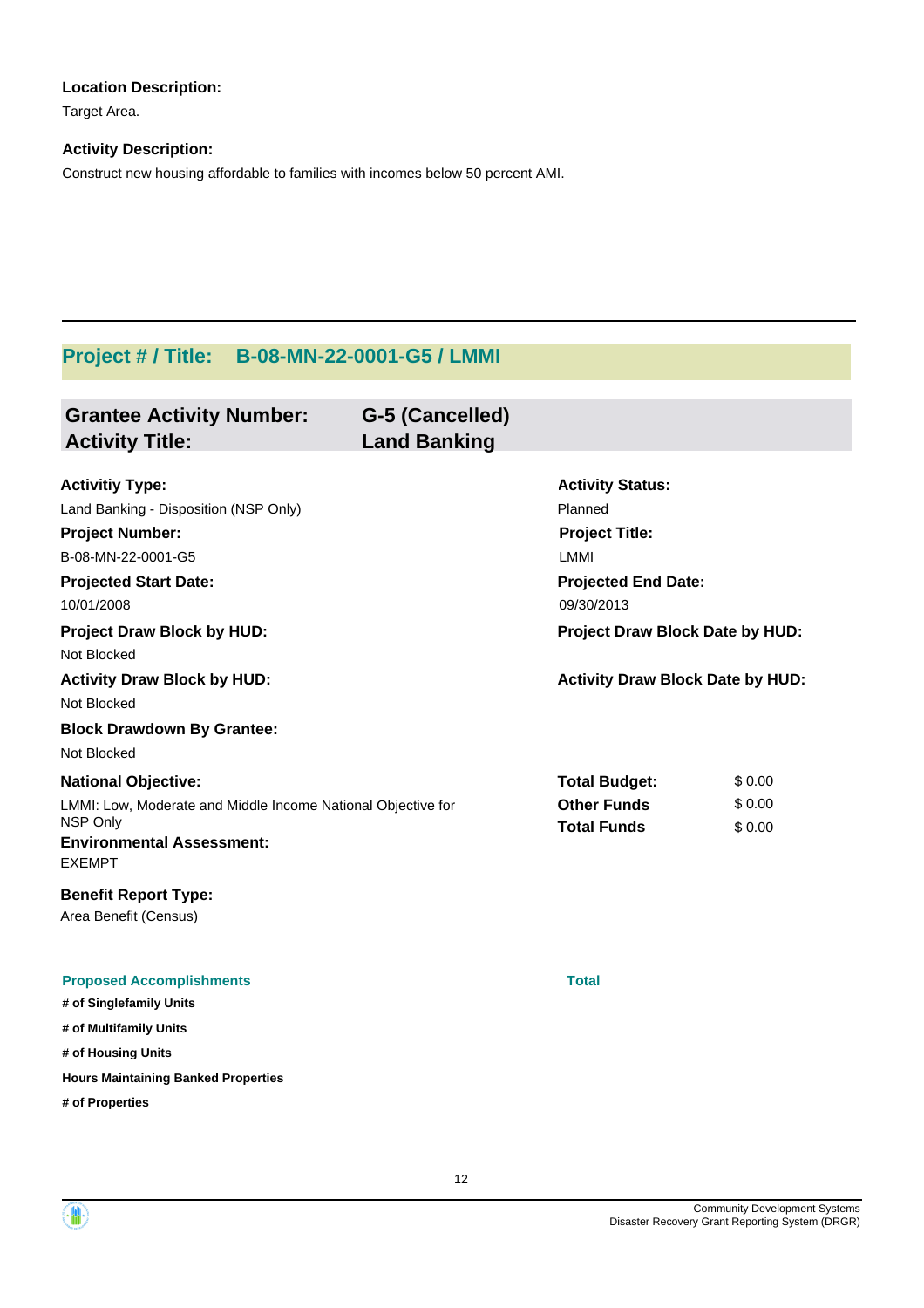**Location Description:**

Target Area.

**Activity Description:**

Construct new housing affordable to families with incomes below 50 percent AMI.

---

## Project # / Title: B-08-MN-22-0001-G5 / LMMI

**Grantee Activity Number:** G-5 (Cancelled)
**Activity Title:** Land Banking

**Activitiy Type:**
Land Banking - Disposition (NSP Only)

**Activity Status:**
Planned

**Project Number:**
B-08-MN-22-0001-G5

**Project Title:**
LMMI

**Projected Start Date:**
10/01/2008

**Projected End Date:**
09/30/2013

**Project Draw Block by HUD:**
Not Blocked

**Project Draw Block Date by HUD:**

**Activity Draw Block by HUD:**
Not Blocked

**Activity Draw Block Date by HUD:**

**Block Drawdown By Grantee:**
Not Blocked

**National Objective:**
LMMI: Low, Moderate and Middle Income National Objective for NSP Only

| | |
|---|---|
| **Total Budget:** | $ 0.00 |
| **Other Funds** | $ 0.00 |
| **Total Funds** | $ 0.00 |

**Environmental Assessment:**
EXEMPT

**Benefit Report Type:**
Area Benefit (Census)

| Proposed Accomplishments | Total |
|---|---|
| # of Singlefamily Units | |
| # of Multifamily Units | |
| # of Housing Units | |
| Hours Maintaining Banked Properties | |
| # of Properties | |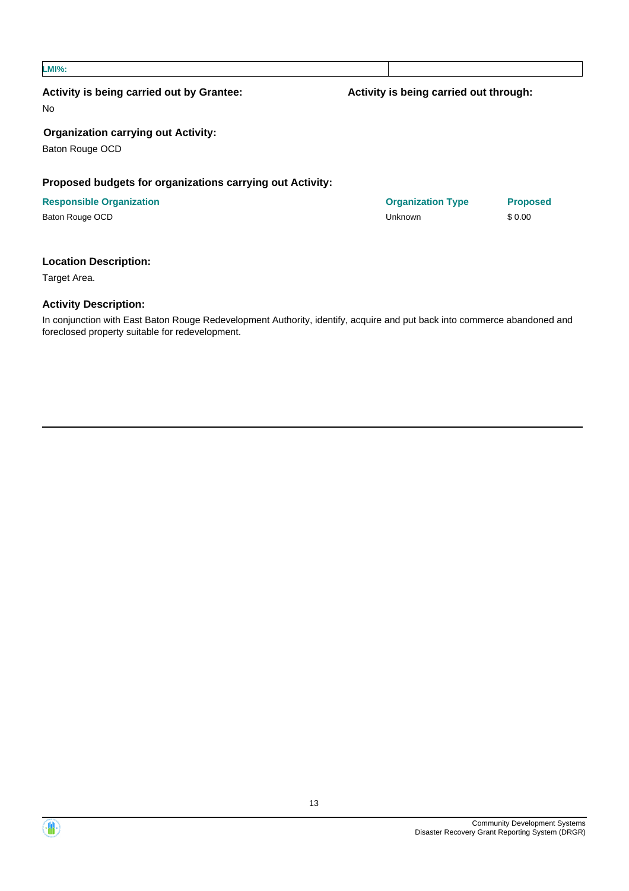| LMI%: | |
| --- | --- |

**Activity is being carried out by Grantee:**

No

**Activity is being carried out through:**

**Organization carrying out Activity:**

Baton Rouge OCD

**Proposed budgets for organizations carrying out Activity:**

| Responsible Organization | Organization Type | Proposed |
| --- | --- | --- |
| Baton Rouge OCD | Unknown | $ 0.00 |

**Location Description:**

Target Area.

**Activity Description:**

In conjunction with East Baton Rouge Redevelopment Authority, identify, acquire and put back into commerce abandoned and foreclosed property suitable for redevelopment.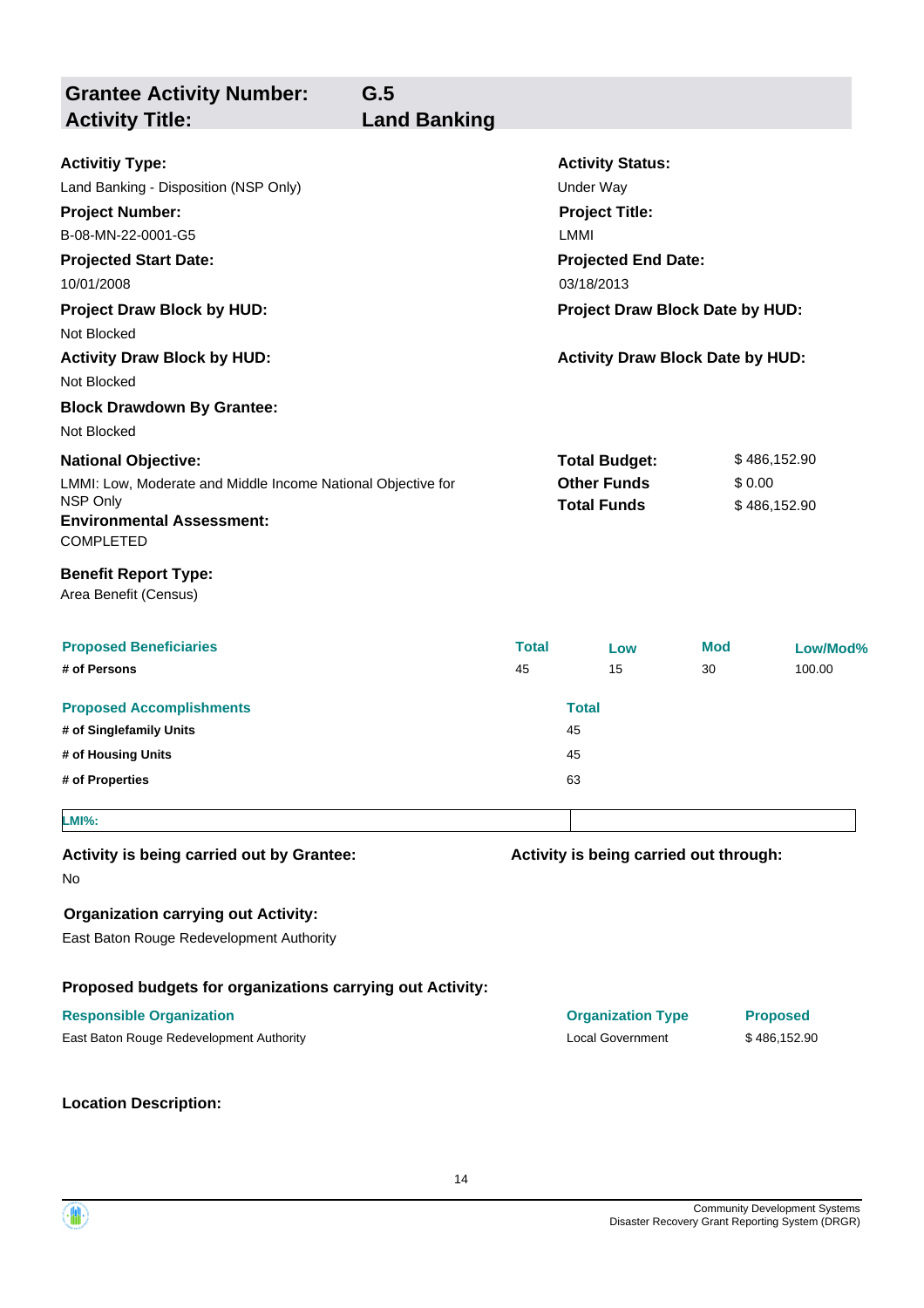## Grantee Activity Number: G.5
## Activity Title: Land Banking

**Activitiy Type:**
Land Banking - Disposition (NSP Only)

**Activity Status:**
Under Way

**Project Number:**
B-08-MN-22-0001-G5

**Project Title:**
LMMI

**Projected Start Date:**
10/01/2008

**Projected End Date:**
03/18/2013

**Project Draw Block by HUD:**
Not Blocked

**Project Draw Block Date by HUD:**

**Activity Draw Block by HUD:**
Not Blocked

**Activity Draw Block Date by HUD:**

**Block Drawdown By Grantee:**
Not Blocked

**National Objective:**
LMMI: Low, Moderate and Middle Income National Objective for NSP Only

| | |
|---|---|
| **Total Budget:** | $ 486,152.90 |
| **Other Funds** | $ 0.00 |
| **Total Funds** | $ 486,152.90 |

**Environmental Assessment:**
COMPLETED

**Benefit Report Type:**
Area Benefit (Census)

| Proposed Beneficiaries | Total | Low | Mod | Low/Mod% |
|---|---|---|---|---|
| # of Persons | 45 | 15 | 30 | 100.00 |

| Proposed Accomplishments | Total |
|---|---|
| # of Singlefamily Units | 45 |
| # of Housing Units | 45 |
| # of Properties | 63 |

| LMI%: | |
|---|---|

**Activity is being carried out by Grantee:**
No

**Activity is being carried out through:**

**Organization carrying out Activity:**
East Baton Rouge Redevelopment Authority

**Proposed budgets for organizations carrying out Activity:**

| Responsible Organization | Organization Type | Proposed |
|---|---|---|
| East Baton Rouge Redevelopment Authority | Local Government | $ 486,152.90 |

**Location Description:**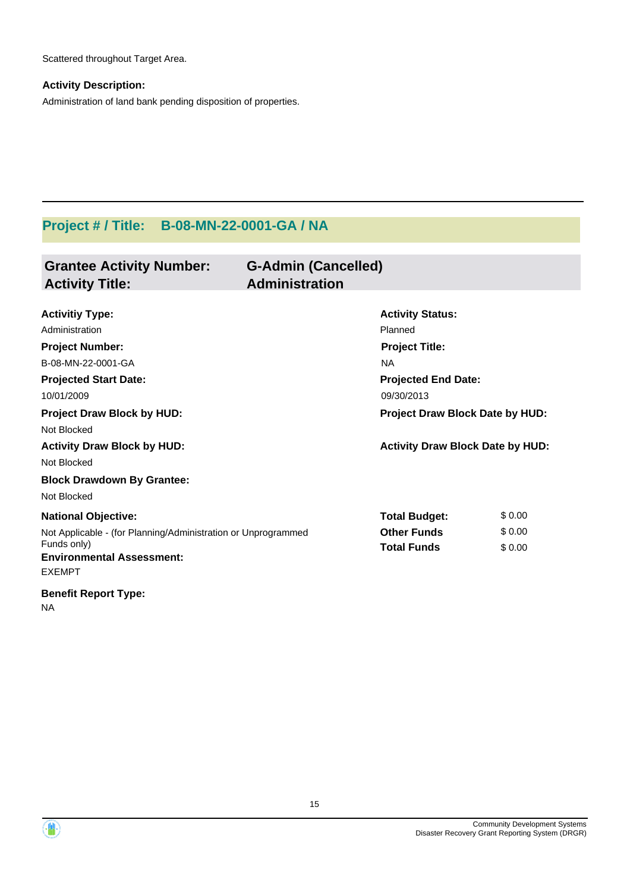Scattered throughout Target Area.

**Activity Description:**

Administration of land bank pending disposition of properties.

---

## Project # / Title: B-08-MN-22-0001-GA / NA

**Grantee Activity Number:** G-Admin (Cancelled)
**Activity Title:** Administration

**Activitiy Type:**
Administration

**Activity Status:**
Planned

**Project Number:**
B-08-MN-22-0001-GA

**Project Title:**
NA

**Projected Start Date:**
10/01/2009

**Projected End Date:**
09/30/2013

**Project Draw Block by HUD:**
Not Blocked

**Project Draw Block Date by HUD:**

**Activity Draw Block by HUD:**
Not Blocked

**Activity Draw Block Date by HUD:**

**Block Drawdown By Grantee:**
Not Blocked

**National Objective:**
Not Applicable - (for Planning/Administration or Unprogrammed Funds only)

| | |
|---|---|
| **Total Budget:** | $ 0.00 |
| **Other Funds** | $ 0.00 |
| **Total Funds** | $ 0.00 |

**Environmental Assessment:**
EXEMPT

**Benefit Report Type:**
NA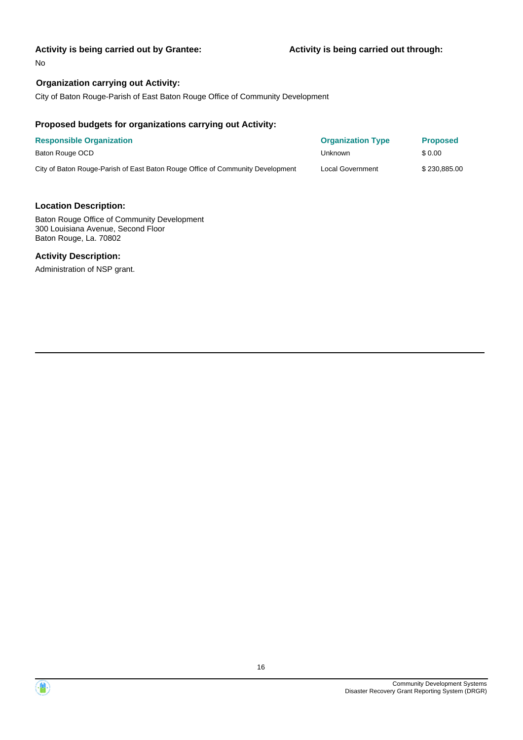**Activity is being carried out by Grantee:**

No

**Activity is being carried out through:**

**Organization carrying out Activity:**

City of Baton Rouge-Parish of East Baton Rouge Office of Community Development

**Proposed budgets for organizations carrying out Activity:**

| Responsible Organization | Organization Type | Proposed |
|---|---|---|
| Baton Rouge OCD | Unknown | $ 0.00 |
| City of Baton Rouge-Parish of East Baton Rouge Office of Community Development | Local Government | $ 230,885.00 |

**Location Description:**

Baton Rouge Office of Community Development
300 Louisiana Avenue, Second Floor
Baton Rouge, La. 70802

**Activity Description:**

Administration of NSP grant.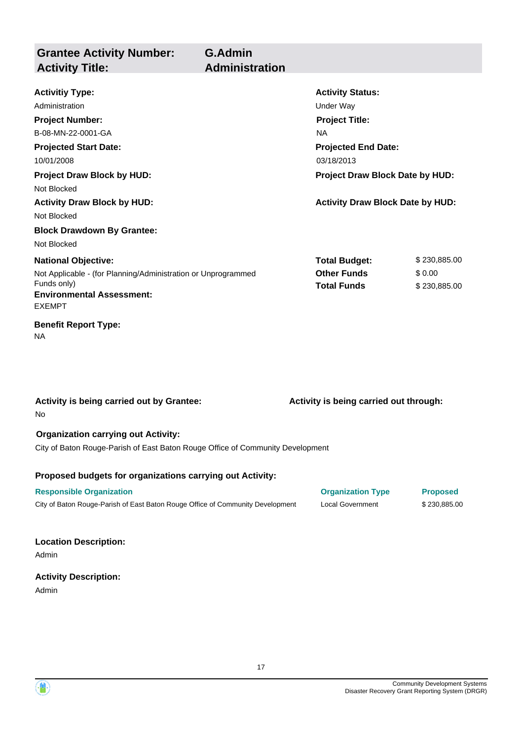| **Grantee Activity Number:** | **G.Admin** |
| --- | --- |
| **Activity Title:** | **Administration** |

**Activitiy Type:**
Administration

**Activity Status:**
Under Way

**Project Number:**
B-08-MN-22-0001-GA

**Project Title:**
NA

**Projected Start Date:**
10/01/2008

**Projected End Date:**
03/18/2013

**Project Draw Block by HUD:**
Not Blocked

**Project Draw Block Date by HUD:**

**Activity Draw Block by HUD:**
Not Blocked

**Activity Draw Block Date by HUD:**

**Block Drawdown By Grantee:**
Not Blocked

**National Objective:**
Not Applicable - (for Planning/Administration or Unprogrammed Funds only)

| | |
| --- | --- |
| **Total Budget:** | $ 230,885.00 |
| **Other Funds** | $ 0.00 |
| **Total Funds** | $ 230,885.00 |

**Environmental Assessment:**
EXEMPT

**Benefit Report Type:**
NA

**Activity is being carried out by Grantee:**
No

**Activity is being carried out through:**

**Organization carrying out Activity:**
City of Baton Rouge-Parish of East Baton Rouge Office of Community Development

**Proposed budgets for organizations carrying out Activity:**

| Responsible Organization | Organization Type | Proposed |
| --- | --- | --- |
| City of Baton Rouge-Parish of East Baton Rouge Office of Community Development | Local Government | $ 230,885.00 |

**Location Description:**

Admin

**Activity Description:**

Admin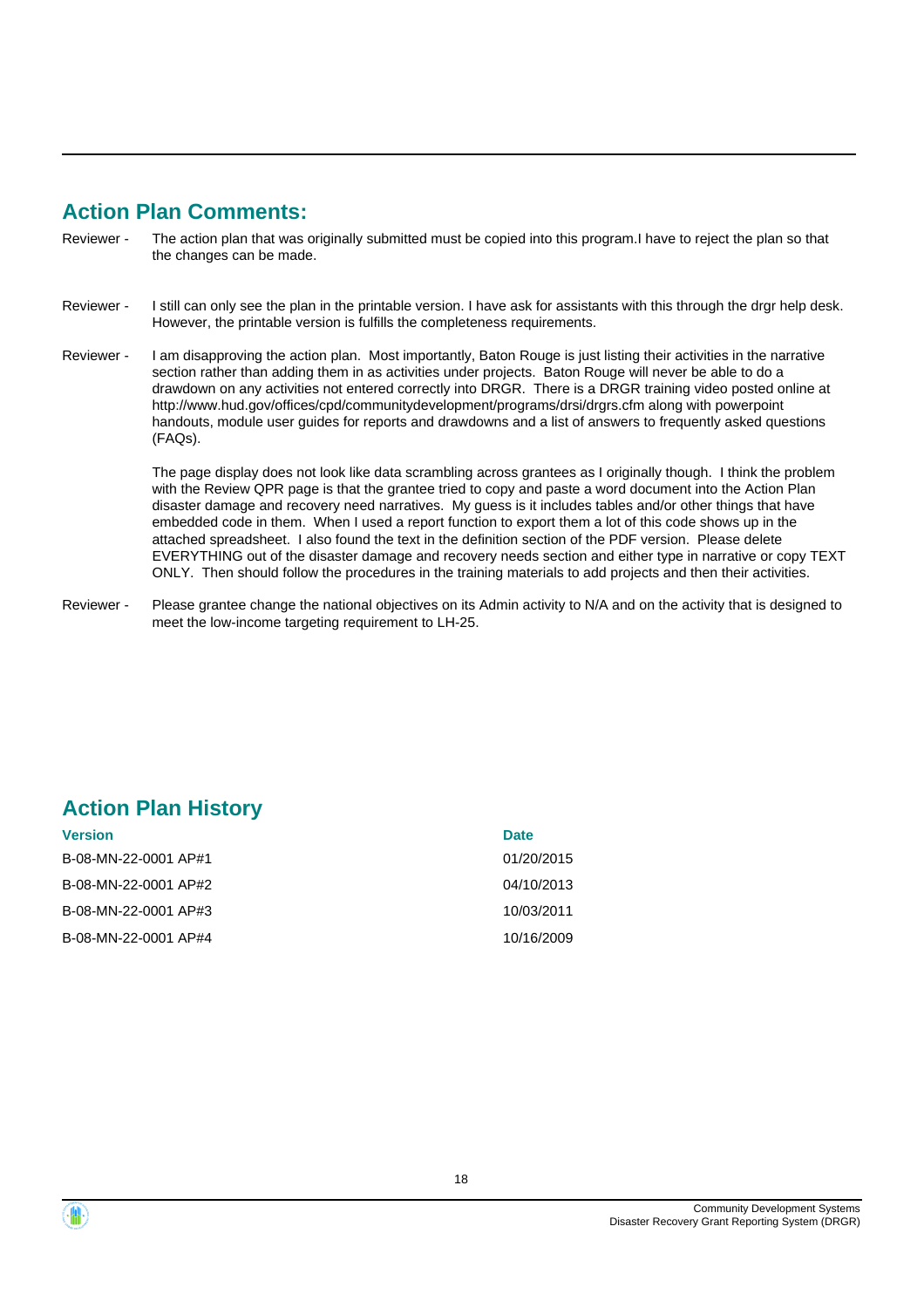## Action Plan Comments:

Reviewer - The action plan that was originally submitted must be copied into this program.I have to reject the plan so that the changes can be made.

Reviewer - I still can only see the plan in the printable version. I have ask for assistants with this through the drgr help desk. However, the printable version is fulfills the completeness requirements.

Reviewer - I am disapproving the action plan. Most importantly, Baton Rouge is just listing their activities in the narrative section rather than adding them in as activities under projects. Baton Rouge will never be able to do a drawdown on any activities not entered correctly into DRGR. There is a DRGR training video posted online at http://www.hud.gov/offices/cpd/communitydevelopment/programs/drsi/drgrs.cfm along with powerpoint handouts, module user guides for reports and drawdowns and a list of answers to frequently asked questions (FAQs).

The page display does not look like data scrambling across grantees as I originally though. I think the problem with the Review QPR page is that the grantee tried to copy and paste a word document into the Action Plan disaster damage and recovery need narratives. My guess is it includes tables and/or other things that have embedded code in them. When I used a report function to export them a lot of this code shows up in the attached spreadsheet. I also found the text in the definition section of the PDF version. Please delete EVERYTHING out of the disaster damage and recovery needs section and either type in narrative or copy TEXT ONLY. Then should follow the procedures in the training materials to add projects and then their activities.

Reviewer - Please grantee change the national objectives on its Admin activity to N/A and on the activity that is designed to meet the low-income targeting requirement to LH-25.

## Action Plan History

| Version | Date |
|---|---|
| B-08-MN-22-0001 AP#1 | 01/20/2015 |
| B-08-MN-22-0001 AP#2 | 04/10/2013 |
| B-08-MN-22-0001 AP#3 | 10/03/2011 |
| B-08-MN-22-0001 AP#4 | 10/16/2009 |